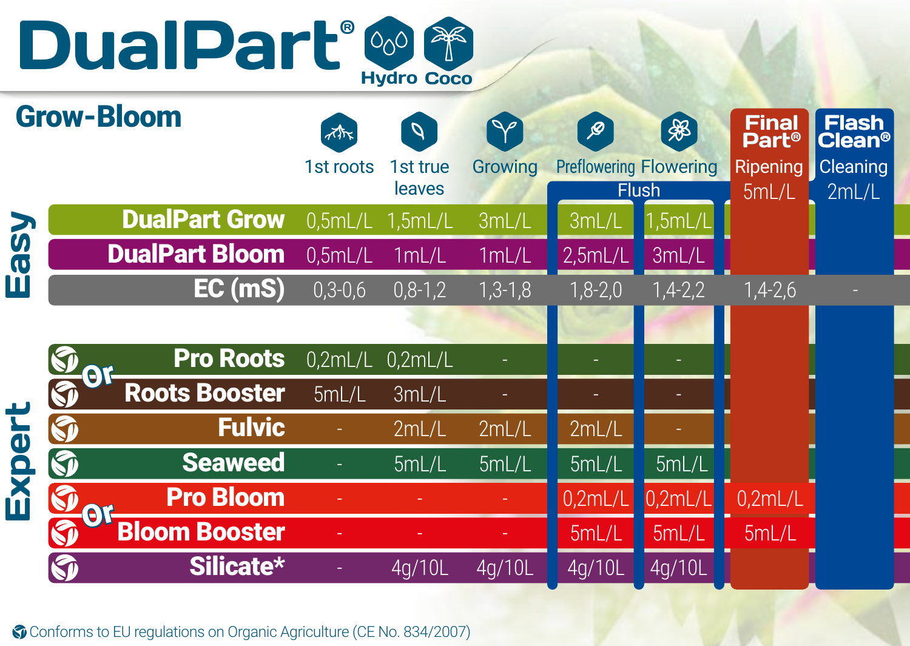# DualPart®

Hydro Coco

## Grow-Bloom

| | | 1st roots | 1st true leaves | Growing | Preflowering (Flush) | Flowering (Flush) | Final Part® Ripening 5mL/L | Flash Clean® Cleaning 2mL/L |
|---|---|---|---|---|---|---|---|---|
| Easy | DualPart Grow | 0,5mL/L | 1,5mL/L | 3mL/L | 3mL/L | 1,5mL/L | | |
| | DualPart Bloom | 0,5mL/L | 1mL/L | 1mL/L | 2,5mL/L | 3mL/L | | |
| | EC (mS) | 0,3-0,6 | 0,8-1,2 | 1,3-1,8 | 1,8-2,0 | 1,4-2,2 | 1,4-2,6 | - |
| Expert | Pro Roots | 0,2mL/L | 0,2mL/L | - | - | - | | |
| | Or Roots Booster | 5mL/L | 3mL/L | - | - | - | | |
| | Fulvic | - | 2mL/L | 2mL/L | 2mL/L | - | | |
| | Seaweed | - | 5mL/L | 5mL/L | 5mL/L | 5mL/L | | |
| | Pro Bloom | - | - | - | 0,2mL/L | 0,2mL/L | 0,2mL/L | |
| | Or Bloom Booster | - | - | - | 5mL/L | 5mL/L | 5mL/L | |
| | Silicate* | - | 4g/10L | 4g/10L | 4g/10L | 4g/10L | | |

Conforms to EU regulations on Organic Agriculture (CE No. 834/2007)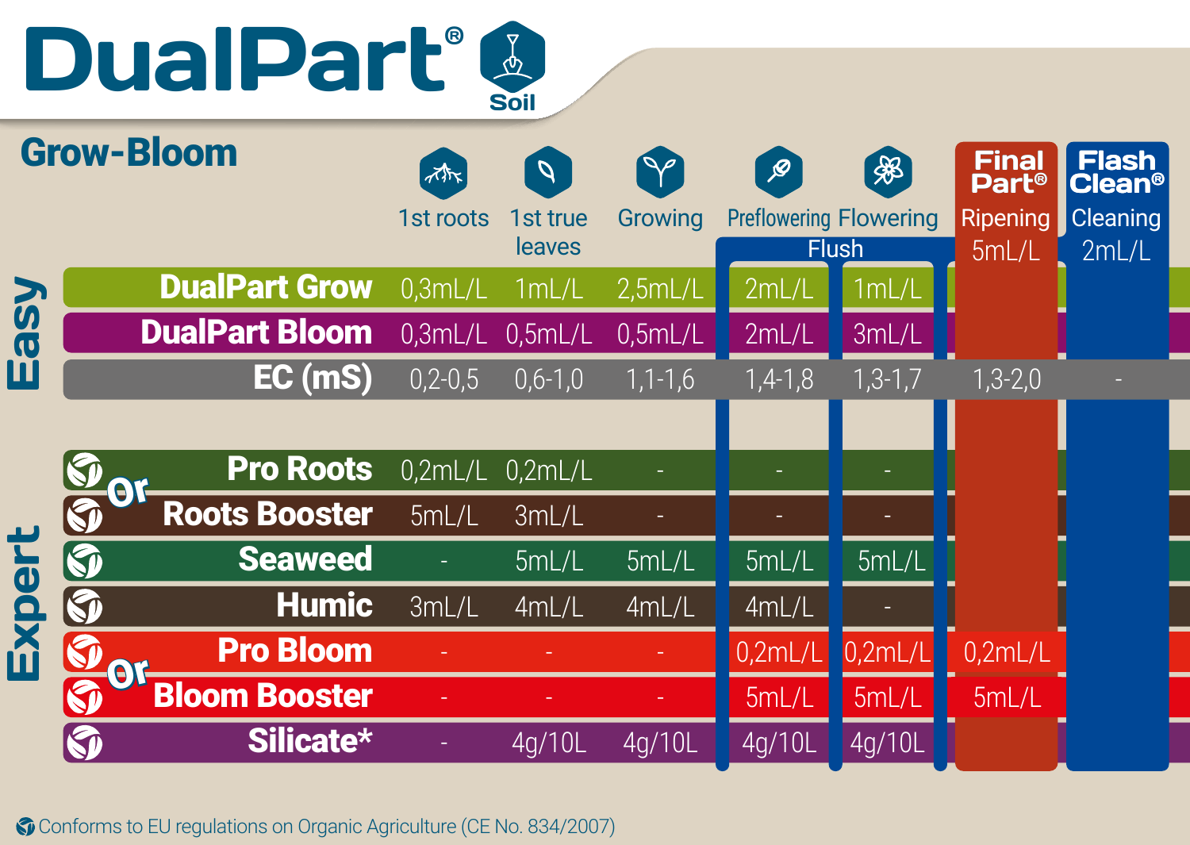# DualPart® Soil

## Grow-Bloom

| | | 1st roots | 1st true leaves | Growing | Preflowering (Flush) | Flowering (Flush) | Final Part® Ripening 5mL/L | Flash Clean® Cleaning 2mL/L |
|---|---|---|---|---|---|---|---|---|
| Easy | DualPart Grow | 0,3mL/L | 1mL/L | 2,5mL/L | 2mL/L | 1mL/L | | |
| | DualPart Bloom | 0,3mL/L | 0,5mL/L | 0,5mL/L | 2mL/L | 3mL/L | | |
| | EC (mS) | 0,2-0,5 | 0,6-1,0 | 1,1-1,6 | 1,4-1,8 | 1,3-1,7 | 1,3-2,0 | - |
| Expert | Pro Roots | 0,2mL/L | 0,2mL/L | - | - | - | | |
| | Or Roots Booster | 5mL/L | 3mL/L | - | - | - | | |
| | Seaweed | - | 5mL/L | 5mL/L | 5mL/L | 5mL/L | | |
| | Humic | 3mL/L | 4mL/L | 4mL/L | 4mL/L | - | | |
| | Pro Bloom | - | - | - | 0,2mL/L | 0,2mL/L | 0,2mL/L | |
| | Or Bloom Booster | - | - | - | 5mL/L | 5mL/L | 5mL/L | |
| | Silicate* | - | 4g/10L | 4g/10L | 4g/10L | 4g/10L | | |

Conforms to EU regulations on Organic Agriculture (CE No. 834/2007)